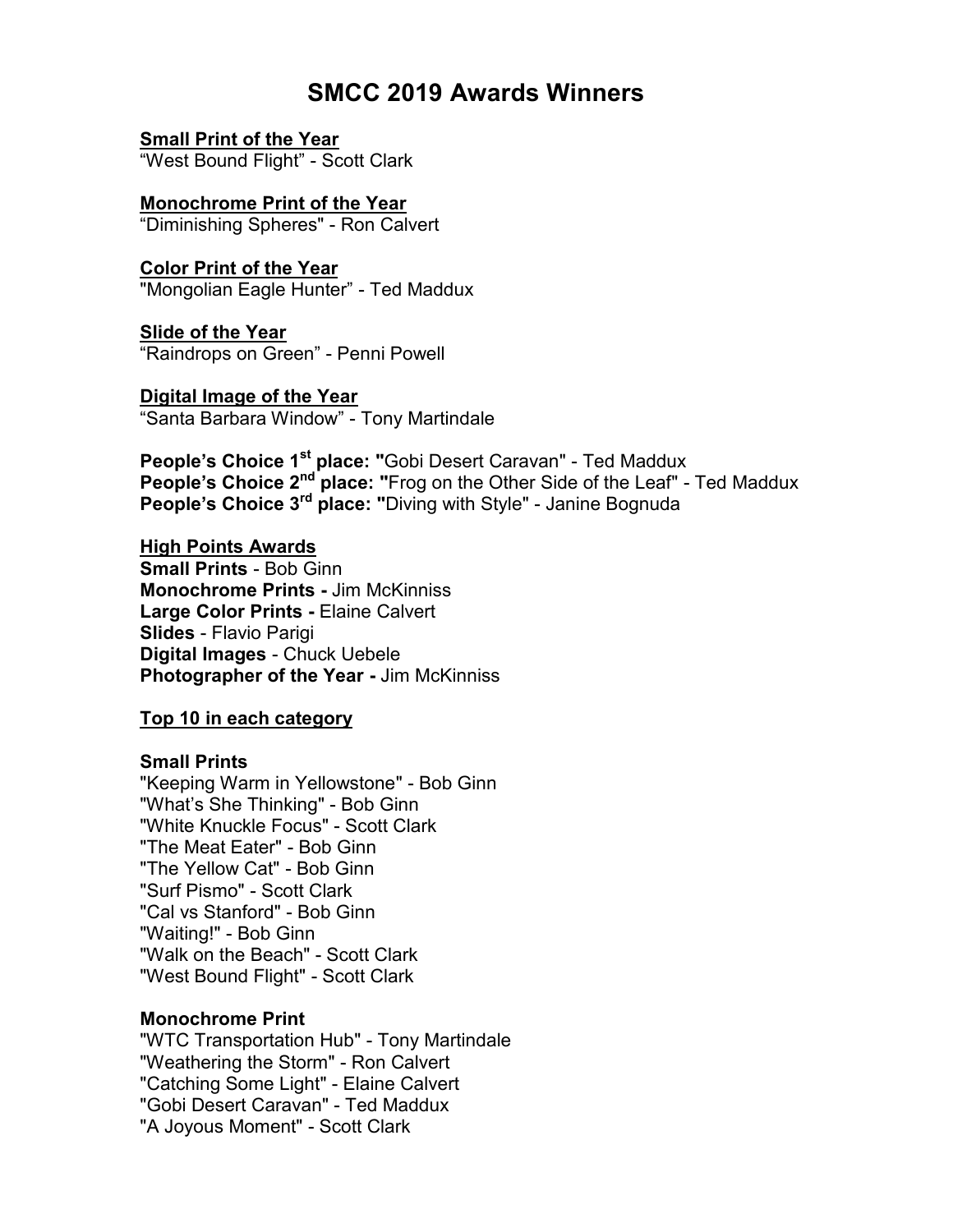# SMCC 2019 Awards Winners

**Small Print of the Year**
"West Bound Flight" - Scott Clark

**Monochrome Print of the Year**
"Diminishing Spheres" - Ron Calvert

**Color Print of the Year**
"Mongolian Eagle Hunter" - Ted Maddux

**Slide of the Year**
"Raindrops on Green" - Penni Powell

**Digital Image of the Year**
"Santa Barbara Window" - Tony Martindale

**People's Choice 1st place: "**Gobi Desert Caravan" - Ted Maddux
**People's Choice 2nd place: "**Frog on the Other Side of the Leaf" - Ted Maddux
**People's Choice 3rd place: "**Diving with Style" - Janine Bognuda

**High Points Awards**
**Small Prints** - Bob Ginn
**Monochrome Prints -** Jim McKinniss
**Large Color Prints -** Elaine Calvert
**Slides** - Flavio Parigi
**Digital Images** - Chuck Uebele
**Photographer of the Year -** Jim McKinniss

**Top 10 in each category**

**Small Prints**
"Keeping Warm in Yellowstone" - Bob Ginn
"What's She Thinking" - Bob Ginn
"White Knuckle Focus" - Scott Clark
"The Meat Eater" - Bob Ginn
"The Yellow Cat" - Bob Ginn
"Surf Pismo" - Scott Clark
"Cal vs Stanford" - Bob Ginn
"Waiting!" - Bob Ginn
"Walk on the Beach" - Scott Clark
"West Bound Flight" - Scott Clark

**Monochrome Print**
"WTC Transportation Hub" - Tony Martindale
"Weathering the Storm" - Ron Calvert
"Catching Some Light" - Elaine Calvert
"Gobi Desert Caravan" - Ted Maddux
"A Joyous Moment" - Scott Clark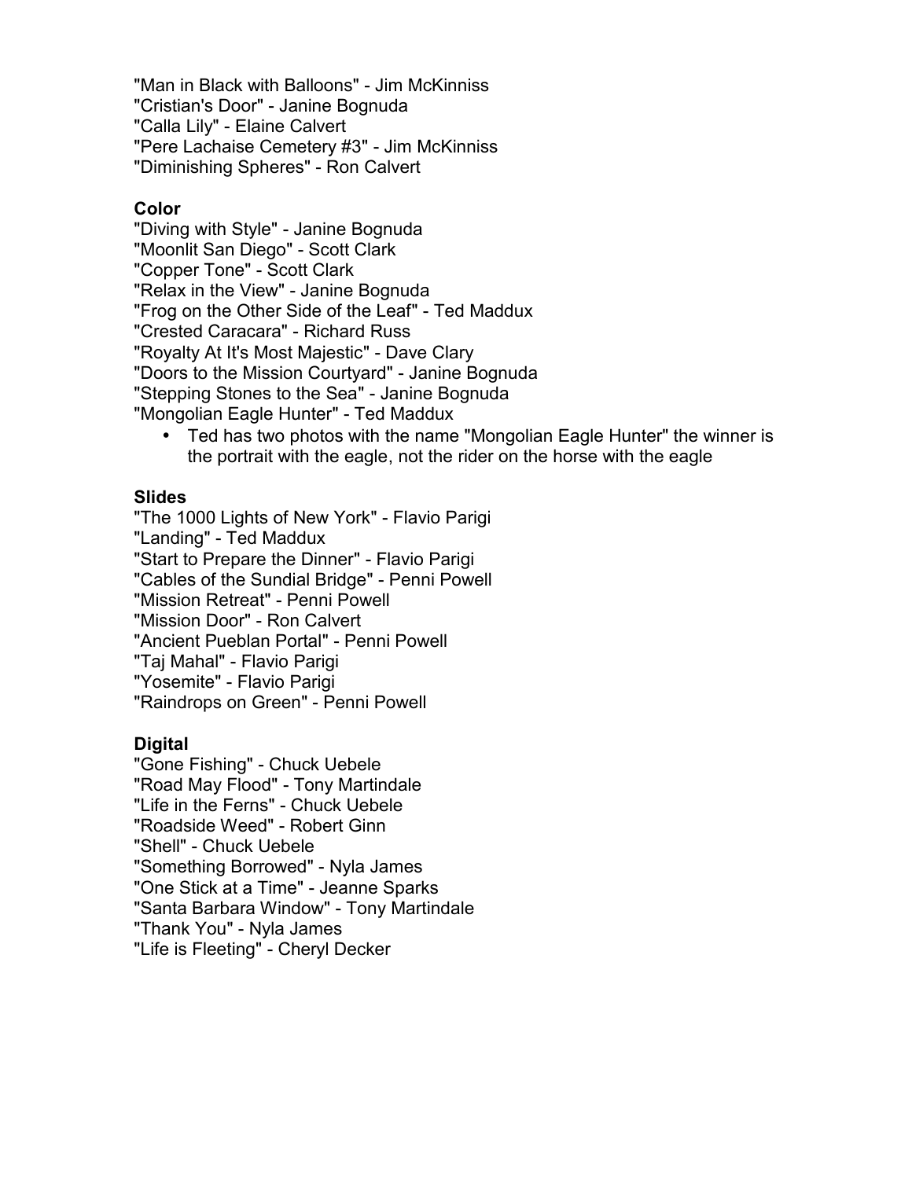"Man in Black with Balloons" - Jim McKinniss
"Cristian's Door" - Janine Bognuda
"Calla Lily" - Elaine Calvert
"Pere Lachaise Cemetery #3" - Jim McKinniss
"Diminishing Spheres" - Ron Calvert

**Color**

"Diving with Style" - Janine Bognuda
"Moonlit San Diego" - Scott Clark
"Copper Tone" - Scott Clark
"Relax in the View" - Janine Bognuda
"Frog on the Other Side of the Leaf" - Ted Maddux
"Crested Caracara" - Richard Russ
"Royalty At It's Most Majestic" - Dave Clary
"Doors to the Mission Courtyard" - Janine Bognuda
"Stepping Stones to the Sea" - Janine Bognuda
"Mongolian Eagle Hunter" - Ted Maddux

- Ted has two photos with the name "Mongolian Eagle Hunter" the winner is the portrait with the eagle, not the rider on the horse with the eagle

**Slides**

"The 1000 Lights of New York" - Flavio Parigi
"Landing" - Ted Maddux
"Start to Prepare the Dinner" - Flavio Parigi
"Cables of the Sundial Bridge" - Penni Powell
"Mission Retreat" - Penni Powell
"Mission Door" - Ron Calvert
"Ancient Pueblan Portal" - Penni Powell
"Taj Mahal" - Flavio Parigi
"Yosemite" - Flavio Parigi
"Raindrops on Green" - Penni Powell

**Digital**

"Gone Fishing" - Chuck Uebele
"Road May Flood" - Tony Martindale
"Life in the Ferns" - Chuck Uebele
"Roadside Weed" - Robert Ginn
"Shell" - Chuck Uebele
"Something Borrowed" - Nyla James
"One Stick at a Time" - Jeanne Sparks
"Santa Barbara Window" - Tony Martindale
"Thank You" - Nyla James
"Life is Fleeting" - Cheryl Decker